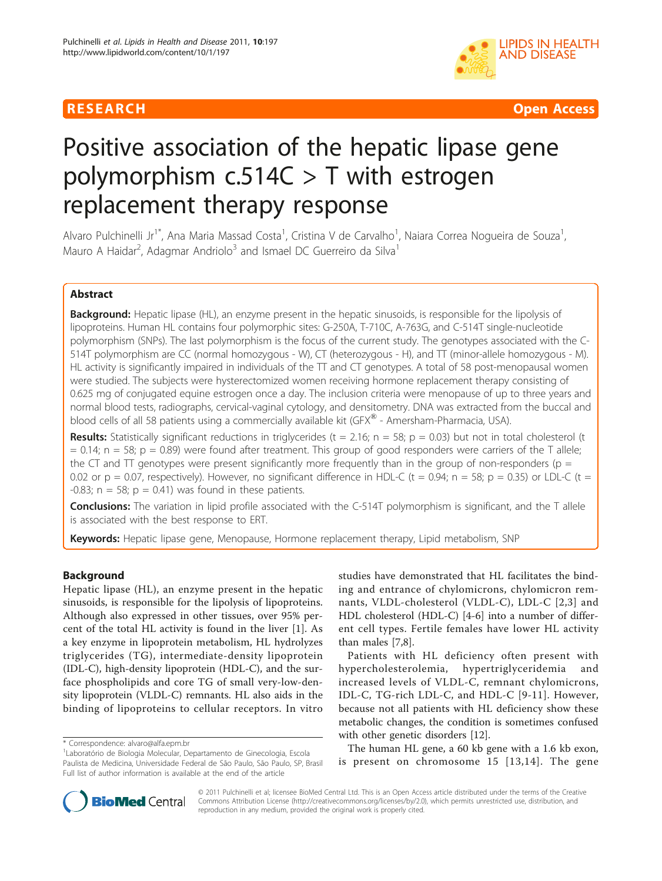RESEARCH **Open Access**

# Positive association of the hepatic lipase gene polymorphism c.514C > T with estrogen replacement therapy response

Alvaro Pulchinelli Jr[1*], Ana Maria Massad Costa[1], Cristina V de Carvalho[1], Naiara Correa Nogueira de Souza[1], Mauro A Haidar[2], Adagmar Andriolo[3] and Ismael DC Guerreiro da Silva[1]

## Abstract

**Background:** Hepatic lipase (HL), an enzyme present in the hepatic sinusoids, is responsible for the lipolysis of lipoproteins. Human HL contains four polymorphic sites: G-250A, T-710C, A-763G, and C-514T single-nucleotide polymorphism (SNPs). The last polymorphism is the focus of the current study. The genotypes associated with the C-514T polymorphism are CC (normal homozygous - W), CT (heterozygous - H), and TT (minor-allele homozygous - M). HL activity is significantly impaired in individuals of the TT and CT genotypes. A total of 58 post-menopausal women were studied. The subjects were hysterectomized women receiving hormone replacement therapy consisting of 0.625 mg of conjugated equine estrogen once a day. The inclusion criteria were menopause of up to three years and normal blood tests, radiographs, cervical-vaginal cytology, and densitometry. DNA was extracted from the buccal and blood cells of all 58 patients using a commercially available kit (GFX® - Amersham-Pharmacia, USA).

**Results:** Statistically significant reductions in triglycerides ($t = 2.16$; $n = 58$; $p = 0.03$) but not in total cholesterol ($t = 0.14$; $n = 58$; $p = 0.89$) were found after treatment. This group of good responders were carriers of the T allele; the CT and TT genotypes were present significantly more frequently than in the group of non-responders ($p = 0.02$ or $p = 0.07$, respectively). However, no significant difference in HDL-C ($t = 0.94$; $n = 58$; $p = 0.35$) or LDL-C ($t = -0.83$; $n = 58$; $p = 0.41$) was found in these patients.

**Conclusions:** The variation in lipid profile associated with the C-514T polymorphism is significant, and the T allele is associated with the best response to ERT.

**Keywords:** Hepatic lipase gene, Menopause, Hormone replacement therapy, Lipid metabolism, SNP

## Background

Hepatic lipase (HL), an enzyme present in the hepatic sinusoids, is responsible for the lipolysis of lipoproteins. Although also expressed in other tissues, over 95% percent of the total HL activity is found in the liver [1]. As a key enzyme in lipoprotein metabolism, HL hydrolyzes triglycerides (TG), intermediate-density lipoprotein (IDL-C), high-density lipoprotein (HDL-C), and the surface phospholipids and core TG of small very-low-density lipoprotein (VLDL-C) remnants. HL also aids in the binding of lipoproteins to cellular receptors. In vitro studies have demonstrated that HL facilitates the binding and entrance of chylomicrons, chylomicron remnants, VLDL-cholesterol (VLDL-C), LDL-C [2,3] and HDL cholesterol (HDL-C) [4-6] into a number of different cell types. Fertile females have lower HL activity than males [7,8].

Patients with HL deficiency often present with hypercholesterolemia, hypertriglyceridemia and increased levels of VLDL-C, remnant chylomicrons, IDL-C, TG-rich LDL-C, and HDL-C [9-11]. However, because not all patients with HL deficiency show these metabolic changes, the condition is sometimes confused with other genetic disorders [12].

The human HL gene, a 60 kb gene with a 1.6 kb exon, is present on chromosome 15 [13,14]. The gene

* Correspondence: alvaro@alfa.epm.br
[1]Laboratório de Biologia Molecular, Departamento de Ginecologia, Escola Paulista de Medicina, Universidade Federal de São Paulo, São Paulo, SP, Brasil
Full list of author information is available at the end of the article

© 2011 Pulchinelli et al; licensee BioMed Central Ltd. This is an Open Access article distributed under the terms of the Creative Commons Attribution License (http://creativecommons.org/licenses/by/2.0), which permits unrestricted use, distribution, and reproduction in any medium, provided the original work is properly cited.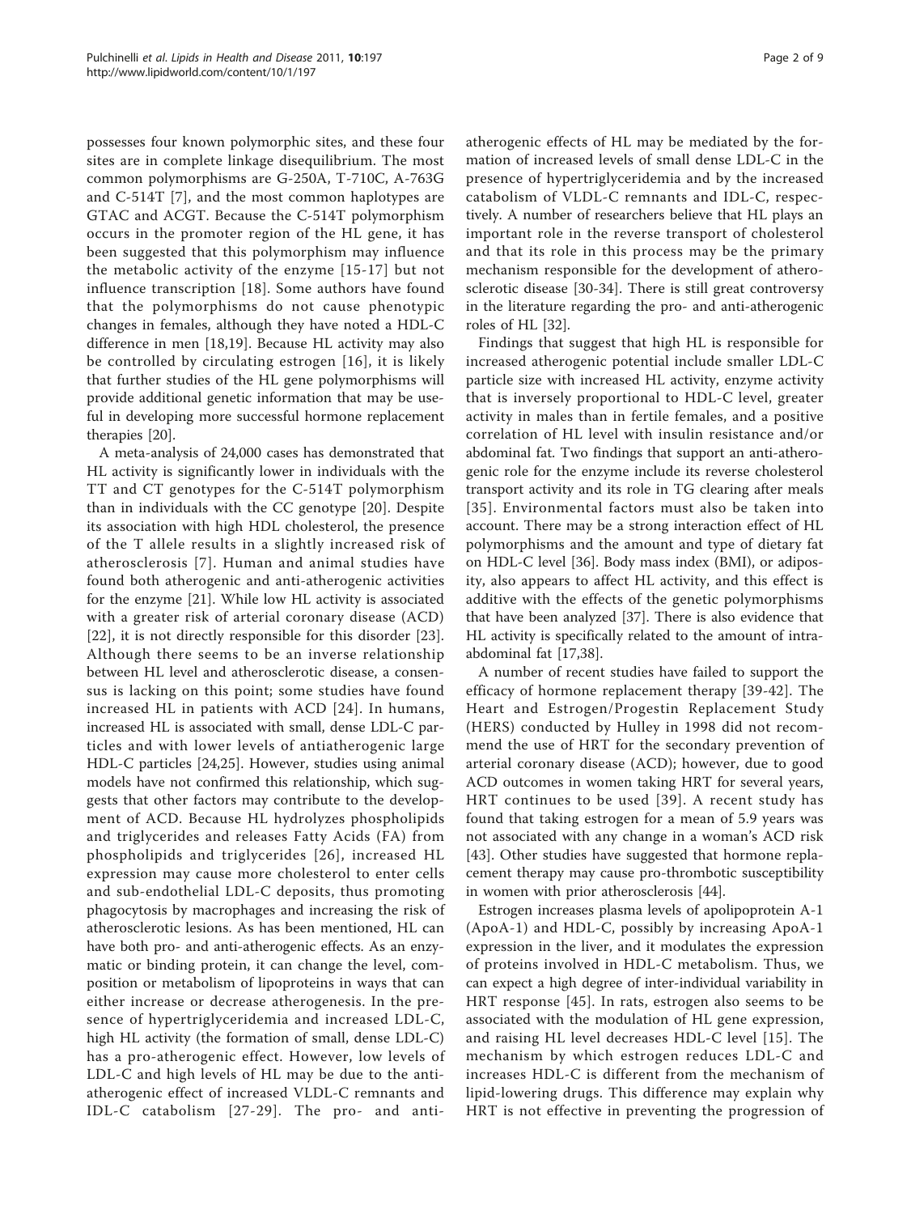possesses four known polymorphic sites, and these four sites are in complete linkage disequilibrium. The most common polymorphisms are G-250A, T-710C, A-763G and C-514T [7], and the most common haplotypes are GTAC and ACGT. Because the C-514T polymorphism occurs in the promoter region of the HL gene, it has been suggested that this polymorphism may influence the metabolic activity of the enzyme [15-17] but not influence transcription [18]. Some authors have found that the polymorphisms do not cause phenotypic changes in females, although they have noted a HDL-C difference in men [18,19]. Because HL activity may also be controlled by circulating estrogen [16], it is likely that further studies of the HL gene polymorphisms will provide additional genetic information that may be useful in developing more successful hormone replacement therapies [20].

A meta-analysis of 24,000 cases has demonstrated that HL activity is significantly lower in individuals with the TT and CT genotypes for the C-514T polymorphism than in individuals with the CC genotype [20]. Despite its association with high HDL cholesterol, the presence of the T allele results in a slightly increased risk of atherosclerosis [7]. Human and animal studies have found both atherogenic and anti-atherogenic activities for the enzyme [21]. While low HL activity is associated with a greater risk of arterial coronary disease (ACD) [22], it is not directly responsible for this disorder [23]. Although there seems to be an inverse relationship between HL level and atherosclerotic disease, a consensus is lacking on this point; some studies have found increased HL in patients with ACD [24]. In humans, increased HL is associated with small, dense LDL-C particles and with lower levels of antiatherogenic large HDL-C particles [24,25]. However, studies using animal models have not confirmed this relationship, which suggests that other factors may contribute to the development of ACD. Because HL hydrolyzes phospholipids and triglycerides and releases Fatty Acids (FA) from phospholipids and triglycerides [26], increased HL expression may cause more cholesterol to enter cells and sub-endothelial LDL-C deposits, thus promoting phagocytosis by macrophages and increasing the risk of atherosclerotic lesions. As has been mentioned, HL can have both pro- and anti-atherogenic effects. As an enzymatic or binding protein, it can change the level, composition or metabolism of lipoproteins in ways that can either increase or decrease atherogenesis. In the presence of hypertriglyceridemia and increased LDL-C, high HL activity (the formation of small, dense LDL-C) has a pro-atherogenic effect. However, low levels of LDL-C and high levels of HL may be due to the anti-atherogenic effect of increased VLDL-C remnants and IDL-C catabolism [27-29]. The pro- and anti-atherogenic effects of HL may be mediated by the formation of increased levels of small dense LDL-C in the presence of hypertriglyceridemia and by the increased catabolism of VLDL-C remnants and IDL-C, respectively. A number of researchers believe that HL plays an important role in the reverse transport of cholesterol and that its role in this process may be the primary mechanism responsible for the development of atherosclerotic disease [30-34]. There is still great controversy in the literature regarding the pro- and anti-atherogenic roles of HL [32].

Findings that suggest that high HL is responsible for increased atherogenic potential include smaller LDL-C particle size with increased HL activity, enzyme activity that is inversely proportional to HDL-C level, greater activity in males than in fertile females, and a positive correlation of HL level with insulin resistance and/or abdominal fat. Two findings that support an anti-atherogenic role for the enzyme include its reverse cholesterol transport activity and its role in TG clearing after meals [35]. Environmental factors must also be taken into account. There may be a strong interaction effect of HL polymorphisms and the amount and type of dietary fat on HDL-C level [36]. Body mass index (BMI), or adiposity, also appears to affect HL activity, and this effect is additive with the effects of the genetic polymorphisms that have been analyzed [37]. There is also evidence that HL activity is specifically related to the amount of intra-abdominal fat [17,38].

A number of recent studies have failed to support the efficacy of hormone replacement therapy [39-42]. The Heart and Estrogen/Progestin Replacement Study (HERS) conducted by Hulley in 1998 did not recommend the use of HRT for the secondary prevention of arterial coronary disease (ACD); however, due to good ACD outcomes in women taking HRT for several years, HRT continues to be used [39]. A recent study has found that taking estrogen for a mean of 5.9 years was not associated with any change in a woman's ACD risk [43]. Other studies have suggested that hormone replacement therapy may cause pro-thrombotic susceptibility in women with prior atherosclerosis [44].

Estrogen increases plasma levels of apolipoprotein A-1 (ApoA-1) and HDL-C, possibly by increasing ApoA-1 expression in the liver, and it modulates the expression of proteins involved in HDL-C metabolism. Thus, we can expect a high degree of inter-individual variability in HRT response [45]. In rats, estrogen also seems to be associated with the modulation of HL gene expression, and raising HL level decreases HDL-C level [15]. The mechanism by which estrogen reduces LDL-C and increases HDL-C is different from the mechanism of lipid-lowering drugs. This difference may explain why HRT is not effective in preventing the progression of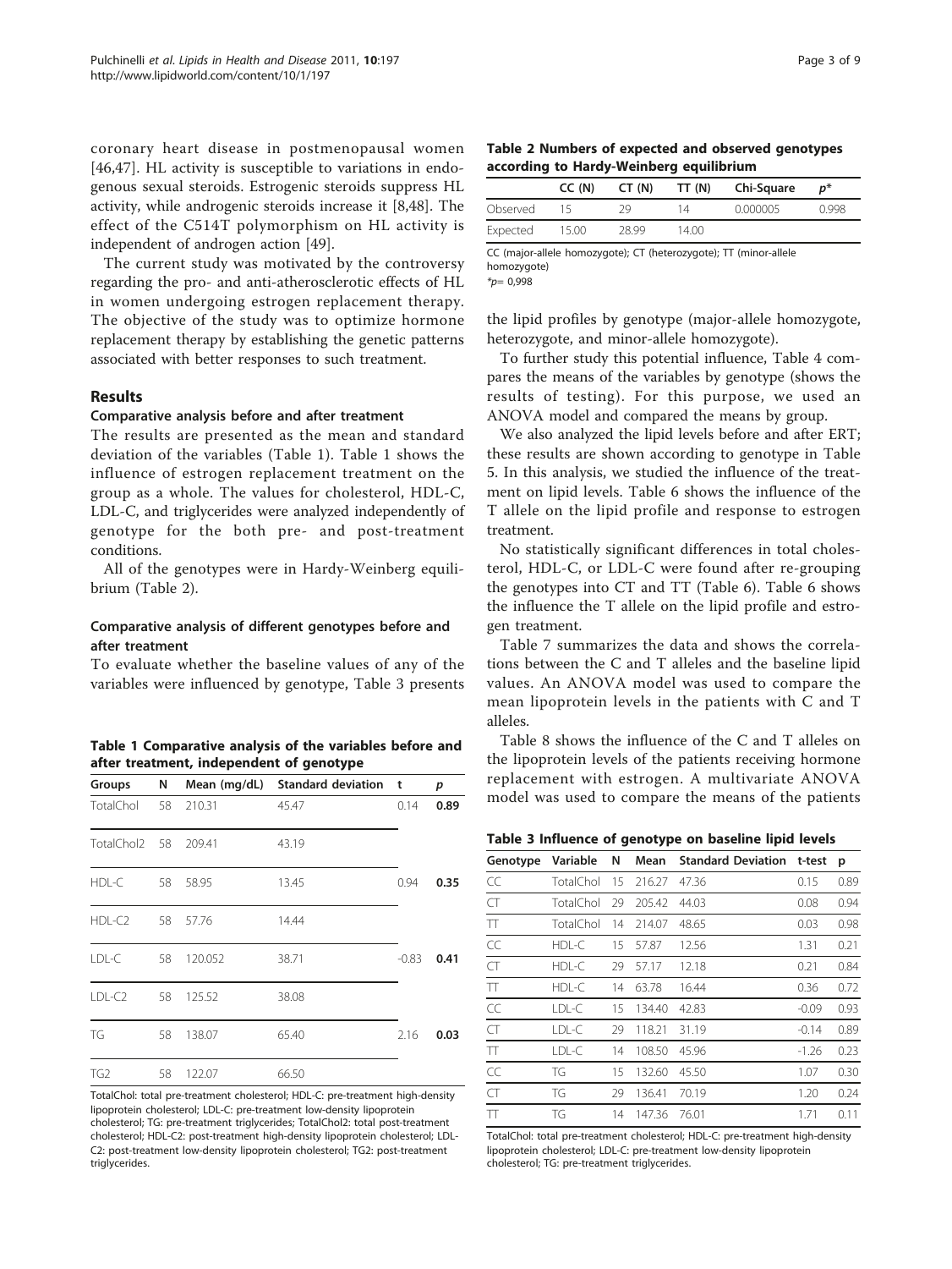coronary heart disease in postmenopausal women [46,47]. HL activity is susceptible to variations in endogenous sexual steroids. Estrogenic steroids suppress HL activity, while androgenic steroids increase it [8,48]. The effect of the C514T polymorphism on HL activity is independent of androgen action [49].

The current study was motivated by the controversy regarding the pro- and anti-atherosclerotic effects of HL in women undergoing estrogen replacement therapy. The objective of the study was to optimize hormone replacement therapy by establishing the genetic patterns associated with better responses to such treatment.

## Results

### Comparative analysis before and after treatment

The results are presented as the mean and standard deviation of the variables (Table 1). Table 1 shows the influence of estrogen replacement treatment on the group as a whole. The values for cholesterol, HDL-C, LDL-C, and triglycerides were analyzed independently of genotype for the both pre- and post-treatment conditions.

All of the genotypes were in Hardy-Weinberg equilibrium (Table 2).

### Comparative analysis of different genotypes before and after treatment

To evaluate whether the baseline values of any of the variables were influenced by genotype, Table 3 presents the lipid profiles by genotype (major-allele homozygote, heterozygote, and minor-allele homozygote).

To further study this potential influence, Table 4 compares the means of the variables by genotype (shows the results of testing). For this purpose, we used an ANOVA model and compared the means by group.

We also analyzed the lipid levels before and after ERT; these results are shown according to genotype in Table 5. In this analysis, we studied the influence of the treatment on lipid levels. Table 6 shows the influence of the T allele on the lipid profile and response to estrogen treatment.

No statistically significant differences in total cholesterol, HDL-C, or LDL-C were found after re-grouping the genotypes into CT and TT (Table 6). Table 6 shows the influence the T allele on the lipid profile and estrogen treatment.

Table 7 summarizes the data and shows the correlations between the C and T alleles and the baseline lipid values. An ANOVA model was used to compare the mean lipoprotein levels in the patients with C and T alleles.

Table 8 shows the influence of the C and T alleles on the lipoprotein levels of the patients receiving hormone replacement with estrogen. A multivariate ANOVA model was used to compare the means of the patients

**Table 1 Comparative analysis of the variables before and after treatment, independent of genotype**

| Groups | N | Mean (mg/dL) | Standard deviation | t | p |
|---|---|---|---|---|---|
| TotalChol | 58 | 210.31 | 45.47 | 0.14 | **0.89** |
| TotalChol2 | 58 | 209.41 | 43.19 | | |
| HDL-C | 58 | 58.95 | 13.45 | 0.94 | **0.35** |
| HDL-C2 | 58 | 57.76 | 14.44 | | |
| LDL-C | 58 | 120.052 | 38.71 | -0.83 | **0.41** |
| LDL-C2 | 58 | 125.52 | 38.08 | | |
| TG | 58 | 138.07 | 65.40 | 2.16 | **0.03** |
| TG2 | 58 | 122.07 | 66.50 | | |

TotalChol: total pre-treatment cholesterol; HDL-C: pre-treatment high-density lipoprotein cholesterol; LDL-C: pre-treatment low-density lipoprotein cholesterol; TG: pre-treatment triglycerides; TotalChol2: total post-treatment cholesterol; HDL-C2: post-treatment high-density lipoprotein cholesterol; LDL-C2: post-treatment low-density lipoprotein cholesterol; TG2: post-treatment triglycerides.

**Table 2 Numbers of expected and observed genotypes according to Hardy-Weinberg equilibrium**

| | CC (N) | CT (N) | TT (N) | Chi-Square | p* |
|---|---|---|---|---|---|
| Observed | 15 | 29 | 14 | 0.000005 | 0.998 |
| Expected | 15.00 | 28.99 | 14.00 | | |

CC (major-allele homozygote); CT (heterozygote); TT (minor-allele homozygote)
*p= 0,998

**Table 3 Influence of genotype on baseline lipid levels**

| Genotype | Variable | N | Mean | Standard Deviation | t-test | p |
|---|---|---|---|---|---|---|
| CC | TotalChol | 15 | 216.27 | 47.36 | 0.15 | 0.89 |
| CT | TotalChol | 29 | 205.42 | 44.03 | 0.08 | 0.94 |
| TT | TotalChol | 14 | 214.07 | 48.65 | 0.03 | 0.98 |
| CC | HDL-C | 15 | 57.87 | 12.56 | 1.31 | 0.21 |
| CT | HDL-C | 29 | 57.17 | 12.18 | 0.21 | 0.84 |
| TT | HDL-C | 14 | 63.78 | 16.44 | 0.36 | 0.72 |
| CC | LDL-C | 15 | 134.40 | 42.83 | -0.09 | 0.93 |
| CT | LDL-C | 29 | 118.21 | 31.19 | -0.14 | 0.89 |
| TT | LDL-C | 14 | 108.50 | 45.96 | -1.26 | 0.23 |
| CC | TG | 15 | 132.60 | 45.50 | 1.07 | 0.30 |
| CT | TG | 29 | 136.41 | 70.19 | 1.20 | 0.24 |
| TT | TG | 14 | 147.36 | 76.01 | 1.71 | 0.11 |

TotalChol: total pre-treatment cholesterol; HDL-C: pre-treatment high-density lipoprotein cholesterol; LDL-C: pre-treatment low-density lipoprotein cholesterol; TG: pre-treatment triglycerides.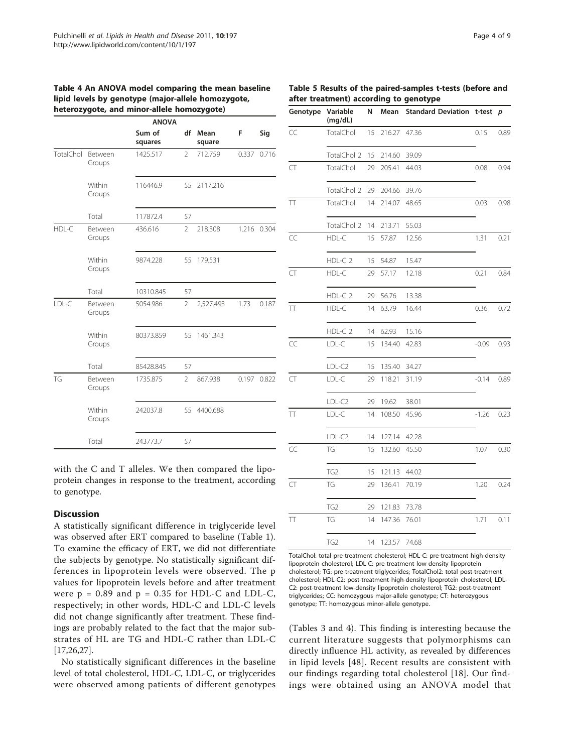**Table 4 An ANOVA model comparing the mean baseline lipid levels by genotype (major-allele homozygote, heterozygote, and minor-allele homozygote)**

| | | ANOVA | | | | |
|---|---|---|---|---|---|---|
| | | Sum of squares | df | Mean square | F | Sig |
| TotalChol | Between Groups | 1425.517 | 2 | 712.759 | 0.337 | 0.716 |
| | Within Groups | 116446.9 | 55 | 2117.216 | | |
| | Total | 117872.4 | 57 | | | |
| HDL-C | Between Groups | 436.616 | 2 | 218.308 | 1.216 | 0.304 |
| | Within Groups | 9874.228 | 55 | 179.531 | | |
| | Total | 10310.845 | 57 | | | |
| LDL-C | Between Groups | 5054.986 | 2 | 2,527.493 | 1.73 | 0.187 |
| | Within Groups | 80373.859 | 55 | 1461.343 | | |
| | Total | 85428.845 | 57 | | | |
| TG | Between Groups | 1735.875 | 2 | 867.938 | 0.197 | 0.822 |
| | Within Groups | 242037.8 | 55 | 4400.688 | | |
| | Total | 243773.7 | 57 | | | |

with the C and T alleles. We then compared the lipoprotein changes in response to the treatment, according to genotype.

## Discussion

A statistically significant difference in triglyceride level was observed after ERT compared to baseline (Table 1). To examine the efficacy of ERT, we did not differentiate the subjects by genotype. No statistically significant differences in lipoprotein levels were observed. The p values for lipoprotein levels before and after treatment were $p = 0.89$ and $p = 0.35$ for HDL-C and LDL-C, respectively; in other words, HDL-C and LDL-C levels did not change significantly after treatment. These findings are probably related to the fact that the major substrates of HL are TG and HDL-C rather than LDL-C [17,26,27].

No statistically significant differences in the baseline level of total cholesterol, HDL-C, LDL-C, or triglycerides were observed among patients of different genotypes (Tables 3 and 4). This finding is interesting because the current literature suggests that polymorphisms can directly influence HL activity, as revealed by differences in lipid levels [48]. Recent results are consistent with our findings regarding total cholesterol [18]. Our findings were obtained using an ANOVA model that

**Table 5 Results of the paired-samples t-tests (before and after treatment) according to genotype**

| Genotype | Variable (mg/dL) | N | Mean | Standard Deviation | t-test | p |
|---|---|---|---|---|---|---|
| CC | TotalChol | 15 | 216.27 | 47.36 | 0.15 | 0.89 |
| | TotalChol 2 | 15 | 214.60 | 39.09 | | |
| CT | TotalChol | 29 | 205.41 | 44.03 | 0.08 | 0.94 |
| | TotalChol 2 | 29 | 204.66 | 39.76 | | |
| TT | TotalChol | 14 | 214.07 | 48.65 | 0.03 | 0.98 |
| | TotalChol 2 | 14 | 213.71 | 55.03 | | |
| CC | HDL-C | 15 | 57.87 | 12.56 | 1.31 | 0.21 |
| | HDL-C 2 | 15 | 54.87 | 15.47 | | |
| CT | HDL-C | 29 | 57.17 | 12.18 | 0.21 | 0.84 |
| | HDL-C 2 | 29 | 56.76 | 13.38 | | |
| TT | HDL-C | 14 | 63.79 | 16.44 | 0.36 | 0.72 |
| | HDL-C 2 | 14 | 62.93 | 15.16 | | |
| CC | LDL-C | 15 | 134.40 | 42.83 | -0.09 | 0.93 |
| | LDL-C2 | 15 | 135.40 | 34.27 | | |
| CT | LDL-C | 29 | 118.21 | 31.19 | -0.14 | 0.89 |
| | LDL-C2 | 29 | 19.62 | 38.01 | | |
| TT | LDL-C | 14 | 108.50 | 45.96 | -1.26 | 0.23 |
| | LDL-C2 | 14 | 127.14 | 42.28 | | |
| CC | TG | 15 | 132.60 | 45.50 | 1.07 | 0.30 |
| | TG2 | 15 | 121.13 | 44.02 | | |
| CT | TG | 29 | 136.41 | 70.19 | 1.20 | 0.24 |
| | TG2 | 29 | 121.83 | 73.78 | | |
| TT | TG | 14 | 147.36 | 76.01 | 1.71 | 0.11 |
| | TG2 | 14 | 123.57 | 74.68 | | |

TotalChol: total pre-treatment cholesterol; HDL-C: pre-treatment high-density lipoprotein cholesterol; LDL-C: pre-treatment low-density lipoprotein cholesterol; TG: pre-treatment triglycerides; TotalChol2: total post-treatment cholesterol; HDL-C2: post-treatment high-density lipoprotein cholesterol; LDL-C2: post-treatment low-density lipoprotein cholesterol; TG2: post-treatment triglycerides; CC: homozygous major-allele genotype; CT: heterozygous genotype; TT: homozygous minor-allele genotype.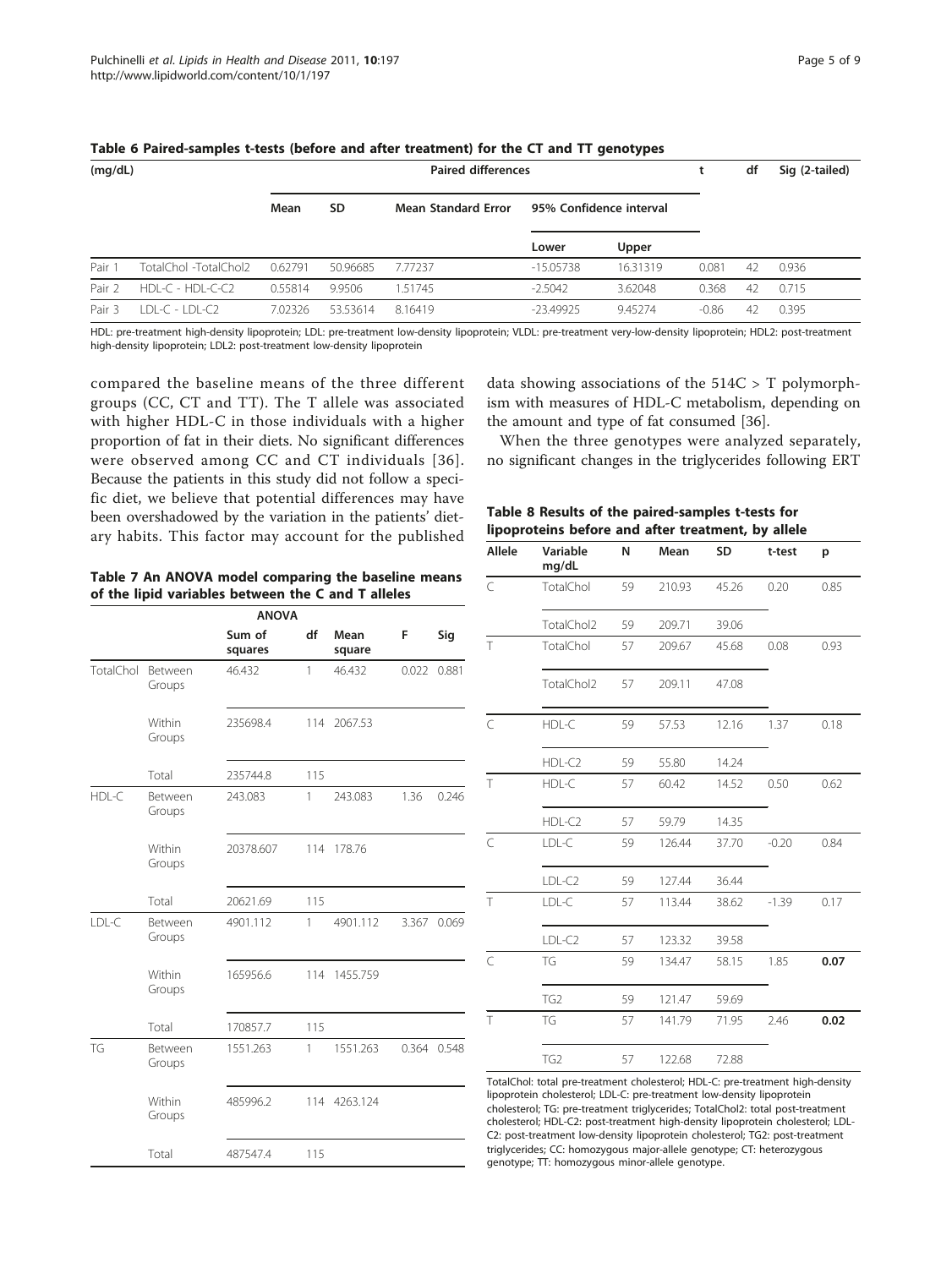**Table 6 Paired-samples t-tests (before and after treatment) for the CT and TT genotypes**

| (mg/dL) | | Paired differences | | | | | t | df | Sig (2-tailed) |
|---|---|---|---|---|---|---|---|---|---|
| | | Mean | SD | Mean Standard Error | 95% Confidence interval | | | | |
| | | | | | Lower | Upper | | | |
| Pair 1 | TotalChol -TotalChol2 | 0.62791 | 50.96685 | 7.77237 | -15.05738 | 16.31319 | 0.081 | 42 | 0.936 |
| Pair 2 | HDL-C - HDL-C-C2 | 0.55814 | 9.9506 | 1.51745 | -2.5042 | 3.62048 | 0.368 | 42 | 0.715 |
| Pair 3 | LDL-C - LDL-C2 | 7.02326 | 53.53614 | 8.16419 | -23.49925 | 9.45274 | -0.86 | 42 | 0.395 |

HDL: pre-treatment high-density lipoprotein; LDL: pre-treatment low-density lipoprotein; VLDL: pre-treatment very-low-density lipoprotein; HDL2: post-treatment high-density lipoprotein; LDL2: post-treatment low-density lipoprotein

compared the baseline means of the three different groups (CC, CT and TT). The T allele was associated with higher HDL-C in those individuals with a higher proportion of fat in their diets. No significant differences were observed among CC and CT individuals [36]. Because the patients in this study did not follow a specific diet, we believe that potential differences may have been overshadowed by the variation in the patients' dietary habits. This factor may account for the published data showing associations of the 514C > T polymorphism with measures of HDL-C metabolism, depending on the amount and type of fat consumed [36].

When the three genotypes were analyzed separately, no significant changes in the triglycerides following ERT

**Table 7 An ANOVA model comparing the baseline means of the lipid variables between the C and T alleles**

| | | ANOVA | | | | |
|---|---|---|---|---|---|---|
| | | Sum of squares | df | Mean square | F | Sig |
| TotalChol | Between Groups | 46.432 | 1 | 46.432 | 0.022 | 0.881 |
| | Within Groups | 235698.4 | 114 | 2067.53 | | |
| | Total | 235744.8 | 115 | | | |
| HDL-C | Between Groups | 243.083 | 1 | 243.083 | 1.36 | 0.246 |
| | Within Groups | 20378.607 | 114 | 178.76 | | |
| | Total | 20621.69 | 115 | | | |
| LDL-C | Between Groups | 4901.112 | 1 | 4901.112 | 3.367 | 0.069 |
| | Within Groups | 165956.6 | 114 | 1455.759 | | |
| | Total | 170857.7 | 115 | | | |
| TG | Between Groups | 1551.263 | 1 | 1551.263 | 0.364 | 0.548 |
| | Within Groups | 485996.2 | 114 | 4263.124 | | |
| | Total | 487547.4 | 115 | | | |

**Table 8 Results of the paired-samples t-tests for lipoproteins before and after treatment, by allele**

| Allele | Variable mg/dL | N | Mean | SD | t-test | p |
|---|---|---|---|---|---|---|
| C | TotalChol | 59 | 210.93 | 45.26 | 0.20 | 0.85 |
| | TotalChol2 | 59 | 209.71 | 39.06 | | |
| T | TotalChol | 57 | 209.67 | 45.68 | 0.08 | 0.93 |
| | TotalChol2 | 57 | 209.11 | 47.08 | | |
| C | HDL-C | 59 | 57.53 | 12.16 | 1.37 | 0.18 |
| | HDL-C2 | 59 | 55.80 | 14.24 | | |
| T | HDL-C | 57 | 60.42 | 14.52 | 0.50 | 0.62 |
| | HDL-C2 | 57 | 59.79 | 14.35 | | |
| C | LDL-C | 59 | 126.44 | 37.70 | -0.20 | 0.84 |
| | LDL-C2 | 59 | 127.44 | 36.44 | | |
| T | LDL-C | 57 | 113.44 | 38.62 | -1.39 | 0.17 |
| | LDL-C2 | 57 | 123.32 | 39.58 | | |
| C | TG | 59 | 134.47 | 58.15 | 1.85 | **0.07** |
| | TG2 | 59 | 121.47 | 59.69 | | |
| T | TG | 57 | 141.79 | 71.95 | 2.46 | **0.02** |
| | TG2 | 57 | 122.68 | 72.88 | | |

TotalChol: total pre-treatment cholesterol; HDL-C: pre-treatment high-density lipoprotein cholesterol; LDL-C: pre-treatment low-density lipoprotein cholesterol; TG: pre-treatment triglycerides; TotalChol2: total post-treatment cholesterol; HDL-C2: post-treatment high-density lipoprotein cholesterol; LDL-C2: post-treatment low-density lipoprotein cholesterol; TG2: post-treatment triglycerides; CC: homozygous major-allele genotype; CT: heterozygous genotype; TT: homozygous minor-allele genotype.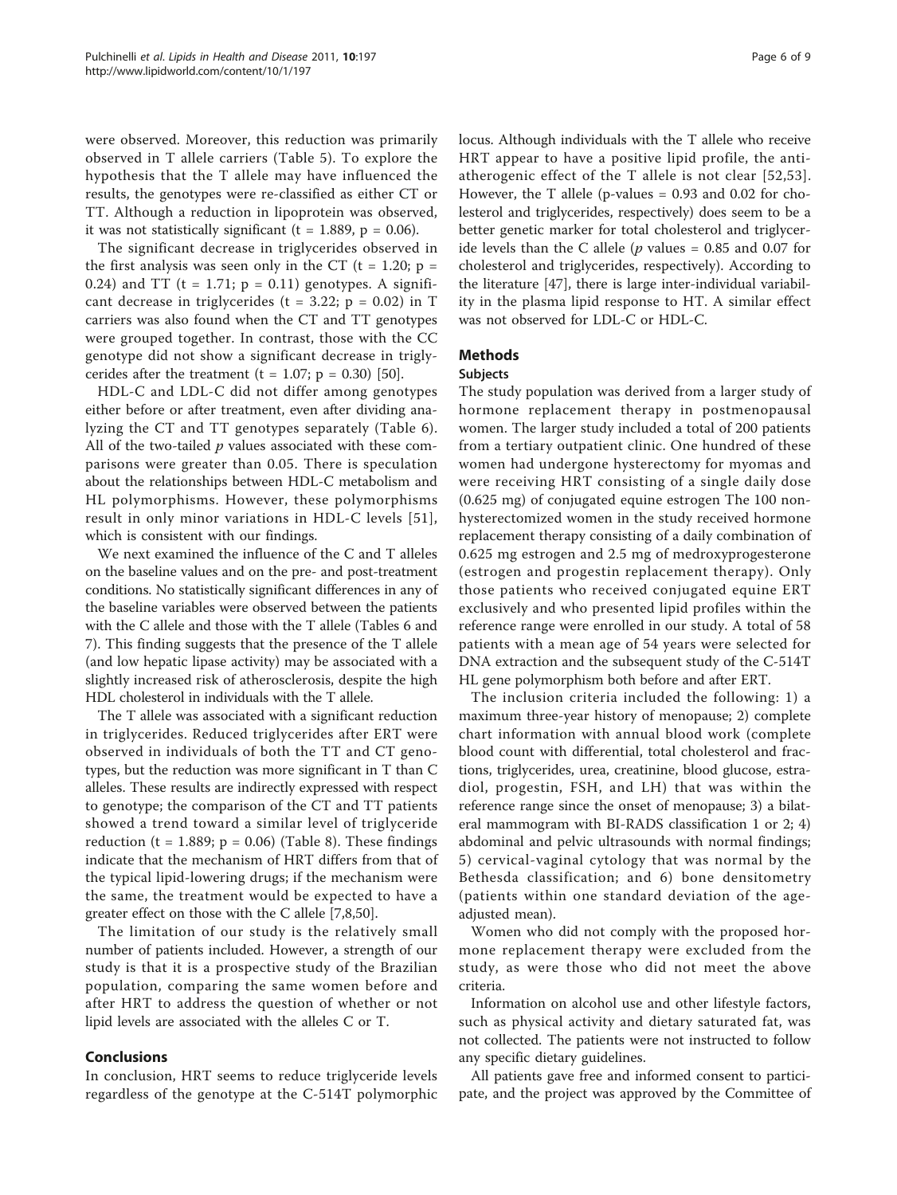were observed. Moreover, this reduction was primarily observed in T allele carriers (Table 5). To explore the hypothesis that the T allele may have influenced the results, the genotypes were re-classified as either CT or TT. Although a reduction in lipoprotein was observed, it was not statistically significant ($t = 1.889$, $p = 0.06$).

The significant decrease in triglycerides observed in the first analysis was seen only in the CT ($t = 1.20$; $p = 0.24$) and TT ($t = 1.71$; $p = 0.11$) genotypes. A significant decrease in triglycerides ($t = 3.22$; $p = 0.02$) in T carriers was also found when the CT and TT genotypes were grouped together. In contrast, those with the CC genotype did not show a significant decrease in triglycerides after the treatment ($t = 1.07$; $p = 0.30$) [50].

HDL-C and LDL-C did not differ among genotypes either before or after treatment, even after dividing analyzing the CT and TT genotypes separately (Table 6). All of the two-tailed *p* values associated with these comparisons were greater than 0.05. There is speculation about the relationships between HDL-C metabolism and HL polymorphisms. However, these polymorphisms result in only minor variations in HDL-C levels [51], which is consistent with our findings.

We next examined the influence of the C and T alleles on the baseline values and on the pre- and post-treatment conditions. No statistically significant differences in any of the baseline variables were observed between the patients with the C allele and those with the T allele (Tables 6 and 7). This finding suggests that the presence of the T allele (and low hepatic lipase activity) may be associated with a slightly increased risk of atherosclerosis, despite the high HDL cholesterol in individuals with the T allele.

The T allele was associated with a significant reduction in triglycerides. Reduced triglycerides after ERT were observed in individuals of both the TT and CT genotypes, but the reduction was more significant in T than C alleles. These results are indirectly expressed with respect to genotype; the comparison of the CT and TT patients showed a trend toward a similar level of triglyceride reduction ($t = 1.889$; $p = 0.06$) (Table 8). These findings indicate that the mechanism of HRT differs from that of the typical lipid-lowering drugs; if the mechanism were the same, the treatment would be expected to have a greater effect on those with the C allele [7,8,50].

The limitation of our study is the relatively small number of patients included. However, a strength of our study is that it is a prospective study of the Brazilian population, comparing the same women before and after HRT to address the question of whether or not lipid levels are associated with the alleles C or T.

## Conclusions

In conclusion, HRT seems to reduce triglyceride levels regardless of the genotype at the C-514T polymorphic locus. Although individuals with the T allele who receive HRT appear to have a positive lipid profile, the anti-atherogenic effect of the T allele is not clear [52,53]. However, the T allele (p-values = 0.93 and 0.02 for cholesterol and triglycerides, respectively) does seem to be a better genetic marker for total cholesterol and triglyceride levels than the C allele (*p* values = 0.85 and 0.07 for cholesterol and triglycerides, respectively). According to the literature [47], there is large inter-individual variability in the plasma lipid response to HT. A similar effect was not observed for LDL-C or HDL-C.

## Methods

### Subjects

The study population was derived from a larger study of hormone replacement therapy in postmenopausal women. The larger study included a total of 200 patients from a tertiary outpatient clinic. One hundred of these women had undergone hysterectomy for myomas and were receiving HRT consisting of a single daily dose (0.625 mg) of conjugated equine estrogen The 100 non-hysterectomized women in the study received hormone replacement therapy consisting of a daily combination of 0.625 mg estrogen and 2.5 mg of medroxyprogesterone (estrogen and progestin replacement therapy). Only those patients who received conjugated equine ERT exclusively and who presented lipid profiles within the reference range were enrolled in our study. A total of 58 patients with a mean age of 54 years were selected for DNA extraction and the subsequent study of the C-514T HL gene polymorphism both before and after ERT.

The inclusion criteria included the following: 1) a maximum three-year history of menopause; 2) complete chart information with annual blood work (complete blood count with differential, total cholesterol and fractions, triglycerides, urea, creatinine, blood glucose, estradiol, progestin, FSH, and LH) that was within the reference range since the onset of menopause; 3) a bilateral mammogram with BI-RADS classification 1 or 2; 4) abdominal and pelvic ultrasounds with normal findings; 5) cervical-vaginal cytology that was normal by the Bethesda classification; and 6) bone densitometry (patients within one standard deviation of the age-adjusted mean).

Women who did not comply with the proposed hormone replacement therapy were excluded from the study, as were those who did not meet the above criteria.

Information on alcohol use and other lifestyle factors, such as physical activity and dietary saturated fat, was not collected. The patients were not instructed to follow any specific dietary guidelines.

All patients gave free and informed consent to participate, and the project was approved by the Committee of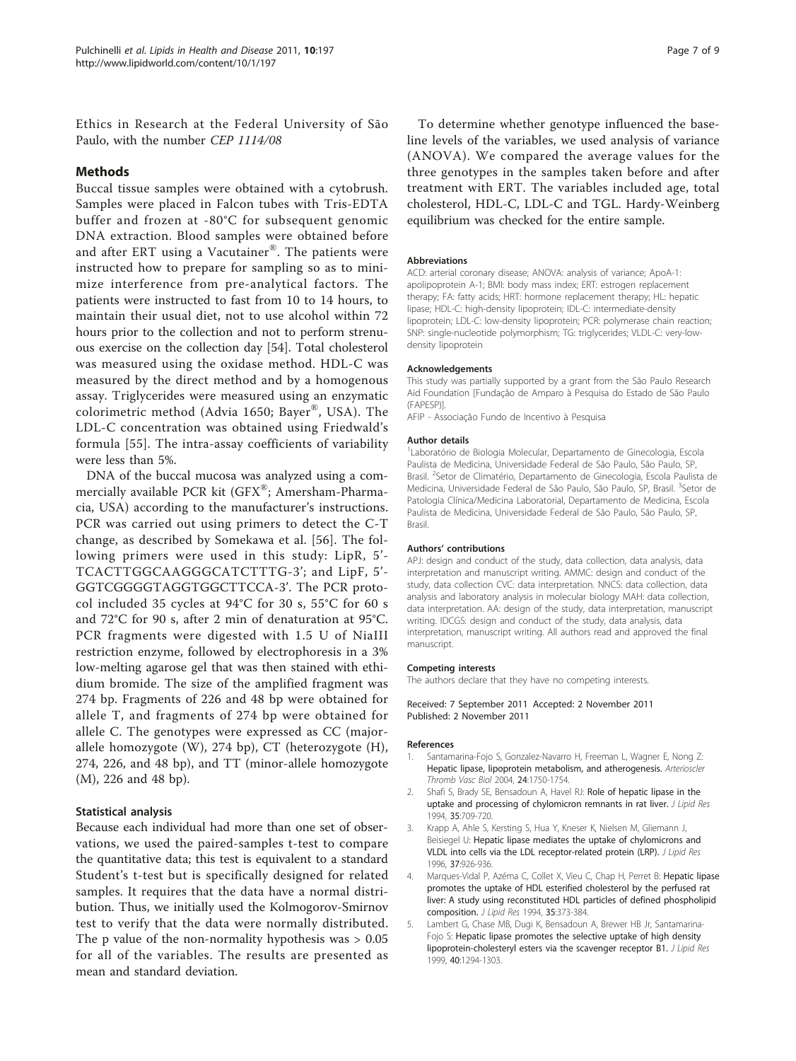Ethics in Research at the Federal University of São Paulo, with the number *CEP 1114/08*

## Methods

Buccal tissue samples were obtained with a cytobrush. Samples were placed in Falcon tubes with Tris-EDTA buffer and frozen at -80°C for subsequent genomic DNA extraction. Blood samples were obtained before and after ERT using a Vacutainer®. The patients were instructed how to prepare for sampling so as to minimize interference from pre-analytical factors. The patients were instructed to fast from 10 to 14 hours, to maintain their usual diet, not to use alcohol within 72 hours prior to the collection and not to perform strenuous exercise on the collection day [54]. Total cholesterol was measured using the oxidase method. HDL-C was measured by the direct method and by a homogenous assay. Triglycerides were measured using an enzymatic colorimetric method (Advia 1650; Bayer®, USA). The LDL-C concentration was obtained using Friedwald's formula [55]. The intra-assay coefficients of variability were less than 5%.

DNA of the buccal mucosa was analyzed using a commercially available PCR kit (GFX®; Amersham-Pharmacia, USA) according to the manufacturer's instructions. PCR was carried out using primers to detect the C-T change, as described by Somekawa et al. [56]. The following primers were used in this study: LipR, 5'-TCACTTGGCAAGGGCATCTTTG-3'; and LipF, 5'-GGTCGGGGTAGGTGGCTTCCA-3'. The PCR protocol included 35 cycles at 94°C for 30 s, 55°C for 60 s and 72°C for 90 s, after 2 min of denaturation at 95°C. PCR fragments were digested with 1.5 U of NiaIII restriction enzyme, followed by electrophoresis in a 3% low-melting agarose gel that was then stained with ethidium bromide. The size of the amplified fragment was 274 bp. Fragments of 226 and 48 bp were obtained for allele T, and fragments of 274 bp were obtained for allele C. The genotypes were expressed as CC (major-allele homozygote (W), 274 bp), CT (heterozygote (H), 274, 226, and 48 bp), and TT (minor-allele homozygote (M), 226 and 48 bp).

### Statistical analysis

Because each individual had more than one set of observations, we used the paired-samples t-test to compare the quantitative data; this test is equivalent to a standard Student's t-test but is specifically designed for related samples. It requires that the data have a normal distribution. Thus, we initially used the Kolmogorov-Smirnov test to verify that the data were normally distributed. The p value of the non-normality hypothesis was $> 0.05$ for all of the variables. The results are presented as mean and standard deviation.

To determine whether genotype influenced the baseline levels of the variables, we used analysis of variance (ANOVA). We compared the average values for the three genotypes in the samples taken before and after treatment with ERT. The variables included age, total cholesterol, HDL-C, LDL-C and TGL. Hardy-Weinberg equilibrium was checked for the entire sample.

#### Abbreviations

ACD: arterial coronary disease; ANOVA: analysis of variance; ApoA-1: apolipoprotein A-1; BMI: body mass index; ERT: estrogen replacement therapy; FA: fatty acids; HRT: hormone replacement therapy; HL: hepatic lipase; HDL-C: high-density lipoprotein; IDL-C: intermediate-density lipoprotein; LDL-C: low-density lipoprotein; PCR: polymerase chain reaction; SNP: single-nucleotide polymorphism; TG: triglycerides; VLDL-C: very-low-density lipoprotein

#### Acknowledgements

This study was partially supported by a grant from the São Paulo Research Aid Foundation [Fundação de Amparo à Pesquisa do Estado de São Paulo (FAPESP)].

AFIP - Associação Fundo de Incentivo à Pesquisa

#### Author details

[1]Laboratório de Biologia Molecular, Departamento de Ginecologia, Escola Paulista de Medicina, Universidade Federal de São Paulo, São Paulo, SP, Brasil. [2]Setor de Climatério, Departamento de Ginecologia, Escola Paulista de Medicina, Universidade Federal de São Paulo, São Paulo, SP, Brasil. [3]Setor de Patologia Clínica/Medicina Laboratorial, Departamento de Medicina, Escola Paulista de Medicina, Universidade Federal de São Paulo, São Paulo, SP, Brasil.

#### Authors' contributions

APJ: design and conduct of the study, data collection, data analysis, data interpretation and manuscript writing. AMMC: design and conduct of the study, data collection CVC: data interpretation. NNCS: data collection, data analysis and laboratory analysis in molecular biology MAH: data collection, data interpretation. AA: design of the study, data interpretation, manuscript writing. IDCGS: design and conduct of the study, data analysis, data interpretation, manuscript writing. All authors read and approved the final manuscript.

#### Competing interests

The authors declare that they have no competing interests.

Received: 7 September 2011 Accepted: 2 November 2011
Published: 2 November 2011

#### References

1. Santamarina-Fojo S, Gonzalez-Navarro H, Freeman L, Wagner E, Nong Z: **Hepatic lipase, lipoprotein metabolism, and atherogenesis.** *Arterioscler Thromb Vasc Biol* 2004, **24**:1750-1754.
2. Shafi S, Brady SE, Bensadoun A, Havel RJ: **Role of hepatic lipase in the uptake and processing of chylomicron remnants in rat liver.** *J Lipid Res* 1994, **35**:709-720.
3. Krapp A, Ahle S, Kersting S, Hua Y, Kneser K, Nielsen M, Gliemann J, Beisiegel U: **Hepatic lipase mediates the uptake of chylomicrons and VLDL into cells via the LDL receptor-related protein (LRP).** *J Lipid Res* 1996, **37**:926-936.
4. Marques-Vidal P, Azéma C, Collet X, Vieu C, Chap H, Perret B: **Hepatic lipase promotes the uptake of HDL esterified cholesterol by the perfused rat liver: A study using reconstituted HDL particles of defined phospholipid composition.** *J Lipid Res* 1994, **35**:373-384.
5. Lambert G, Chase MB, Dugi K, Bensadoun A, Brewer HB Jr, Santamarina-Fojo S: **Hepatic lipase promotes the selective uptake of high density lipoprotein-cholesteryl esters via the scavenger receptor B1.** *J Lipid Res* 1999, **40**:1294-1303.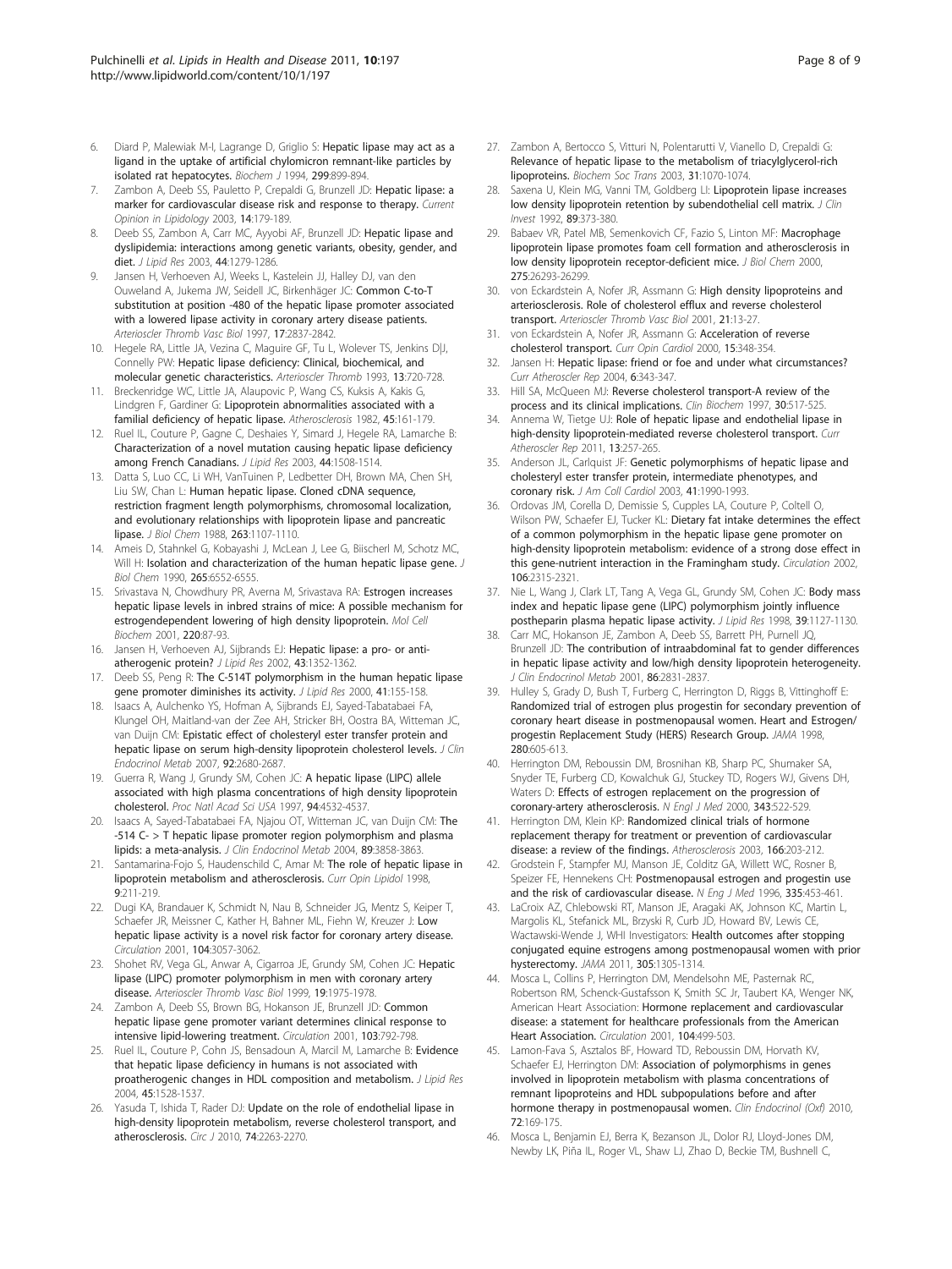6. Diard P, Malewiak M-I, Lagrange D, Griglio S: Hepatic lipase may act as a ligand in the uptake of artificial chylomicron remnant-like particles by isolated rat hepatocytes. *Biochem J* 1994, 299:899-894.
7. Zambon A, Deeb SS, Pauletto P, Crepaldi G, Brunzell JD: Hepatic lipase: a marker for cardiovascular disease risk and response to therapy. *Current Opinion in Lipidology* 2003, 14:179-189.
8. Deeb SS, Zambon A, Carr MC, Ayyobi AF, Brunzell JD: Hepatic lipase and dyslipidemia: interactions among genetic variants, obesity, gender, and diet. *J Lipid Res* 2003, 44:1279-1286.
9. Jansen H, Verhoeven AJ, Weeks L, Kastelein JJ, Halley DJ, van den Ouweland A, Jukema JW, Seidell JC, Birkenhäger JC: Common C-to-T substitution at position -480 of the hepatic lipase promoter associated with a lowered lipase activity in coronary artery disease patients. *Arterioscler Thromb Vasc Biol* 1997, 17:2837-2842.
10. Hegele RA, Little JA, Vezina C, Maguire GF, Tu L, Wolever TS, Jenkins DJJ, Connelly PW: Hepatic lipase deficiency: Clinical, biochemical, and molecular genetic characteristics. *Arterioscler Thromb* 1993, 13:720-728.
11. Breckenridge WC, Little JA, Alaupovic P, Wang CS, Kuksis A, Kakis G, Lindgren F, Gardiner G: Lipoprotein abnormalities associated with a familial deficiency of hepatic lipase. *Atherosclerosis* 1982, 45:161-179.
12. Ruel IL, Couture P, Gagne C, Deshaies Y, Simard J, Hegele RA, Lamarche B: Characterization of a novel mutation causing hepatic lipase deficiency among French Canadians. *J Lipid Res* 2003, 44:1508-1514.
13. Datta S, Luo CC, Li WH, VanTuinen P, Ledbetter DH, Brown MA, Chen SH, Liu SW, Chan L: Human hepatic lipase. Cloned cDNA sequence, restriction fragment length polymorphisms, chromosomal localization, and evolutionary relationships with lipoprotein lipase and pancreatic lipase. *J Biol Chem* 1988, 263:1107-1110.
14. Ameis D, Stahnkel G, Kobayashi J, McLean J, Lee G, Biischerl M, Schotz MC, Will H: Isolation and characterization of the human hepatic lipase gene. *J Biol Chem* 1990, 265:6552-6555.
15. Srivastava N, Chowdhury PR, Averna M, Srivastava RA: Estrogen increases hepatic lipase levels in inbred strains of mice: A possible mechanism for estrogendependent lowering of high density lipoprotein. *Mol Cell Biochem* 2001, 220:87-93.
16. Jansen H, Verhoeven AJ, Sijbrands EJ: Hepatic lipase: a pro- or anti-atherogenic protein? *J Lipid Res* 2002, 43:1352-1362.
17. Deeb SS, Peng R: The C-514T polymorphism in the human hepatic lipase gene promoter diminishes its activity. *J Lipid Res* 2000, 41:155-158.
18. Isaacs A, Aulchenko YS, Hofman A, Sijbrands EJ, Sayed-Tabatabaei FA, Klungel OH, Maitland-van der Zee AH, Stricker BH, Oostra BA, Witteman JC, van Duijn CM: Epistatic effect of cholesteryl ester transfer protein and hepatic lipase on serum high-density lipoprotein cholesterol levels. *J Clin Endocrinol Metab* 2007, 92:2680-2687.
19. Guerra R, Wang J, Grundy SM, Cohen JC: A hepatic lipase (LIPC) allele associated with high plasma concentrations of high density lipoprotein cholesterol. *Proc Natl Acad Sci USA* 1997, 94:4532-4537.
20. Isaacs A, Sayed-Tabatabaei FA, Njajou OT, Witteman JC, van Duijn CM: The -514 C- > T hepatic lipase promoter region polymorphism and plasma lipids: a meta-analysis. *J Clin Endocrinol Metab* 2004, 89:3858-3863.
21. Santamarina-Fojo S, Haudenschild C, Amar M: The role of hepatic lipase in lipoprotein metabolism and atherosclerosis. *Curr Opin Lipidol* 1998, 9:211-219.
22. Dugi KA, Brandauer K, Schmidt N, Nau B, Schneider JG, Mentz S, Keiper T, Schaefer JR, Meissner C, Kather H, Bahner ML, Fiehn W, Kreuzer J: Low hepatic lipase activity is a novel risk factor for coronary artery disease. *Circulation* 2001, 104:3057-3062.
23. Shohet RV, Vega GL, Anwar A, Cigarroa JE, Grundy SM, Cohen JC: Hepatic lipase (LIPC) promoter polymorphism in men with coronary artery disease. *Arterioscler Thromb Vasc Biol* 1999, 19:1975-1978.
24. Zambon A, Deeb SS, Brown BG, Hokanson JE, Brunzell JD: Common hepatic lipase gene promoter variant determines clinical response to intensive lipid-lowering treatment. *Circulation* 2001, 103:792-798.
25. Ruel IL, Couture P, Cohn JS, Bensadoun A, Marcil M, Lamarche B: Evidence that hepatic lipase deficiency in humans is not associated with proatherogenic changes in HDL composition and metabolism. *J Lipid Res* 2004, 45:1528-1537.
26. Yasuda T, Ishida T, Rader DJ: Update on the role of endothelial lipase in high-density lipoprotein metabolism, reverse cholesterol transport, and atherosclerosis. *Circ J* 2010, 74:2263-2270.
27. Zambon A, Bertocco S, Vitturi N, Polentarutti V, Vianello D, Crepaldi G: Relevance of hepatic lipase to the metabolism of triacylglycerol-rich lipoproteins. *Biochem Soc Trans* 2003, 31:1070-1074.
28. Saxena U, Klein MG, Vanni TM, Goldberg LI: Lipoprotein lipase increases low density lipoprotein retention by subendothelial cell matrix. *J Clin Invest* 1992, 89:373-380.
29. Babaev VR, Patel MB, Semenkovich CF, Fazio S, Linton MF: Macrophage lipoprotein lipase promotes foam cell formation and atherosclerosis in low density lipoprotein receptor-deficient mice. *J Biol Chem* 2000, 275:26293-26299.
30. von Eckardstein A, Nofer JR, Assmann G: High density lipoproteins and arteriosclerosis. Role of cholesterol efflux and reverse cholesterol transport. *Arterioscler Thromb Vasc Biol* 2001, 21:13-27.
31. von Eckardstein A, Nofer JR, Assmann G: Acceleration of reverse cholesterol transport. *Curr Opin Cardiol* 2000, 15:348-354.
32. Jansen H: Hepatic lipase: friend or foe and under what circumstances? *Curr Atheroscler Rep* 2004, 6:343-347.
33. Hill SA, McQueen MJ: Reverse cholesterol transport-A review of the process and its clinical implications. *Clin Biochem* 1997, 30:517-525.
34. Annema W, Tietge UJ: Role of hepatic lipase and endothelial lipase in high-density lipoprotein-mediated reverse cholesterol transport. *Curr Atheroscler Rep* 2011, 13:257-265.
35. Anderson JL, Carlquist JF: Genetic polymorphisms of hepatic lipase and cholesteryl ester transfer protein, intermediate phenotypes, and coronary risk. *J Am Coll Cardiol* 2003, 41:1990-1993.
36. Ordovas JM, Corella D, Demissie S, Cupples LA, Couture P, Coltell O, Wilson PW, Schaefer EJ, Tucker KL: Dietary fat intake determines the effect of a common polymorphism in the hepatic lipase gene promoter on high-density lipoprotein metabolism: evidence of a strong dose effect in this gene-nutrient interaction in the Framingham study. *Circulation* 2002, 106:2315-2321.
37. Nie L, Wang J, Clark LT, Tang A, Vega GL, Grundy SM, Cohen JC: Body mass index and hepatic lipase gene (LIPC) polymorphism jointly influence postheparin plasma hepatic lipase activity. *J Lipid Res* 1998, 39:1127-1130.
38. Carr MC, Hokanson JE, Zambon A, Deeb SS, Barrett PH, Purnell JQ, Brunzell JD: The contribution of intraabdominal fat to gender differences in hepatic lipase activity and low/high density lipoprotein heterogeneity. *J Clin Endocrinol Metab* 2001, 86:2831-2837.
39. Hulley S, Grady D, Bush T, Furberg C, Herrington D, Riggs B, Vittinghoff E: Randomized trial of estrogen plus progestin for secondary prevention of coronary heart disease in postmenopausal women. Heart and Estrogen/progestin Replacement Study (HERS) Research Group. *JAMA* 1998, 280:605-613.
40. Herrington DM, Reboussin DM, Brosnihan KB, Sharp PC, Shumaker SA, Snyder TE, Furberg CD, Kowalchuk GJ, Stuckey TD, Rogers WJ, Givens DH, Waters D: Effects of estrogen replacement on the progression of coronary-artery atherosclerosis. *N Engl J Med* 2000, 343:522-529.
41. Herrington DM, Klein KP: Randomized clinical trials of hormone replacement therapy for treatment or prevention of cardiovascular disease: a review of the findings. *Atherosclerosis* 2003, 166:203-212.
42. Grodstein F, Stampfer MJ, Manson JE, Colditz GA, Willett WC, Rosner B, Speizer FE, Hennekens CH: Postmenopausal estrogen and progestin use and the risk of cardiovascular disease. *N Eng J Med* 1996, 335:453-461.
43. LaCroix AZ, Chlebowski RT, Manson JE, Aragaki AK, Johnson KC, Martin L, Margolis KL, Stefanick ML, Brzyski R, Curb JD, Howard BV, Lewis CE, Wactawski-Wende J, WHI Investigators: Health outcomes after stopping conjugated equine estrogens among postmenopausal women with prior hysterectomy. *JAMA* 2011, 305:1305-1314.
44. Mosca L, Collins P, Herrington DM, Mendelsohn ME, Pasternak RC, Robertson RM, Schenck-Gustafsson K, Smith SC Jr, Taubert KA, Wenger NK, American Heart Association: Hormone replacement and cardiovascular disease: a statement for healthcare professionals from the American Heart Association. *Circulation* 2001, 104:499-503.
45. Lamon-Fava S, Asztalos BF, Howard TD, Reboussin DM, Horvath KV, Schaefer EJ, Herrington DM: Association of polymorphisms in genes involved in lipoprotein metabolism with plasma concentrations of remnant lipoproteins and HDL subpopulations before and after hormone therapy in postmenopausal women. *Clin Endocrinol (Oxf)* 2010, 72:169-175.
46. Mosca L, Benjamin EJ, Berra K, Bezanson JL, Dolor RJ, Lloyd-Jones DM, Newby LK, Piña IL, Roger VL, Shaw LJ, Zhao D, Beckie TM, Bushnell C,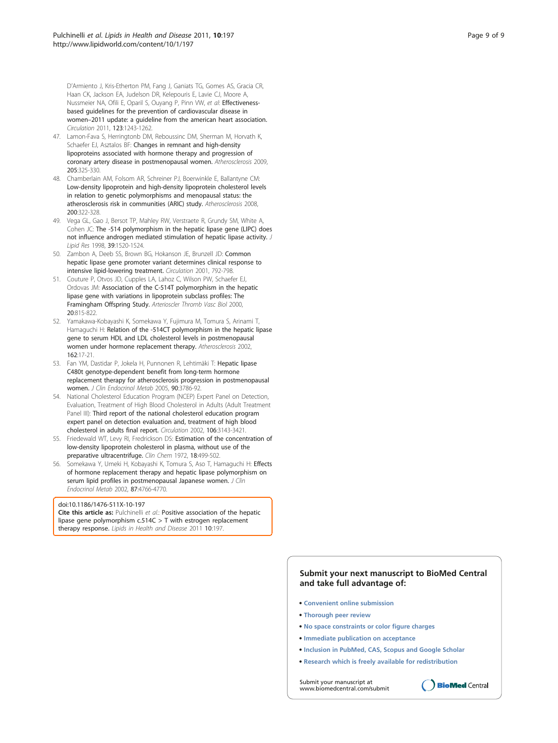D'Armiento J, Kris-Etherton PM, Fang J, Ganiats TG, Gomes AS, Gracia CR, Haan CK, Jackson EA, Judelson DR, Kelepouris E, Lavie CJ, Moore A, Nussmeier NA, Ofili E, Oparil S, Ouyang P, Pinn VW, *et al*: **Effectiveness-based guidelines for the prevention of cardiovascular disease in women–2011 update: a guideline from the american heart association.** *Circulation* 2011, **123**:1243-1262.

47. Lamon-Fava S, Herringtonb DM, Reboussinc DM, Sherman M, Horvath K, Schaefer EJ, Asztalos BF: **Changes in remnant and high-density lipoproteins associated with hormone therapy and progression of coronary artery disease in postmenopausal women.** *Atherosclerosis* 2009, **205**:325-330.
48. Chamberlain AM, Folsom AR, Schreiner PJ, Boerwinkle E, Ballantyne CM: **Low-density lipoprotein and high-density lipoprotein cholesterol levels in relation to genetic polymorphisms and menopausal status: the atherosclerosis risk in communities (ARIC) study.** *Atherosclerosis* 2008, **200**:322-328.
49. Vega GL, Gao J, Bersot TP, Mahley RW, Verstraete R, Grundy SM, White A, Cohen JC: **The -514 polymorphism in the hepatic lipase gene (LIPC) does not influence androgen mediated stimulation of hepatic lipase activity.** *J Lipid Res* 1998, **39**:1520-1524.
50. Zambon A, Deeb SS, Brown BG, Hokanson JE, Brunzell JD: **Common hepatic lipase gene promoter variant determines clinical response to intensive lipid-lowering treatment.** *Circulation* 2001, 792-798.
51. Couture P, Otvos JD, Cupples LA, Lahoz C, Wilson PW, Schaefer EJ, Ordovas JM: **Association of the C-514T polymorphism in the hepatic lipase gene with variations in lipoprotein subclass profiles: The Framingham Offspring Study.** *Arterioscler Thromb Vasc Biol* 2000, **20**:815-822.
52. Yamakawa-Kobayashi K, Somekawa Y, Fujimura M, Tomura S, Arinami T, Hamaguchi H: **Relation of the -514CT polymorphism in the hepatic lipase gene to serum HDL and LDL cholesterol levels in postmenopausal women under hormone replacement therapy.** *Atherosclerosis* 2002, **162**:17-21.
53. Fan YM, Dastidar P, Jokela H, Punnonen R, Lehtimäki T: **Hepatic lipase C480t genotype-dependent benefit from long-term hormone replacement therapy for atherosclerosis progression in postmenopausal women.** *J Clin Endocrinol Metab* 2005, **90**:3786-92.
54. National Cholesterol Education Program (NCEP) Expert Panel on Detection, Evaluation, Treatment of High Blood Cholesterol in Adults (Adult Treatment Panel III): **Third report of the national cholesterol education program expert panel on detection evaluation and, treatment of high blood cholesterol in adults final report.** *Circulation* 2002, **106**:3143-3421.
55. Friedewald WT, Levy RI, Fredrickson DS: **Estimation of the concentration of low-density lipoprotein cholesterol in plasma, without use of the preparative ultracentrifuge.** *Clin Chem* 1972, **18**:499-502.
56. Somekawa Y, Umeki H, Kobayashi K, Tomura S, Aso T, Hamaguchi H: **Effects of hormone replacement therapy and hepatic lipase polymorphism on serum lipid profiles in postmenopausal Japanese women.** *J Clin Endocrinol Metab* 2002, **87**:4766-4770.

doi:10.1186/1476-511X-10-197
**Cite this article as:** Pulchinelli *et al.*: Positive association of the hepatic lipase gene polymorphism c.514C > T with estrogen replacement therapy response. *Lipids in Health and Disease* 2011 **10**:197.

**Submit your next manuscript to BioMed Central and take full advantage of:**

- **Convenient online submission**
- **Thorough peer review**
- **No space constraints or color figure charges**
- **Immediate publication on acceptance**
- **Inclusion in PubMed, CAS, Scopus and Google Scholar**
- **Research which is freely available for redistribution**

Submit your manuscript at www.biomedcentral.com/submit

BioMed Central